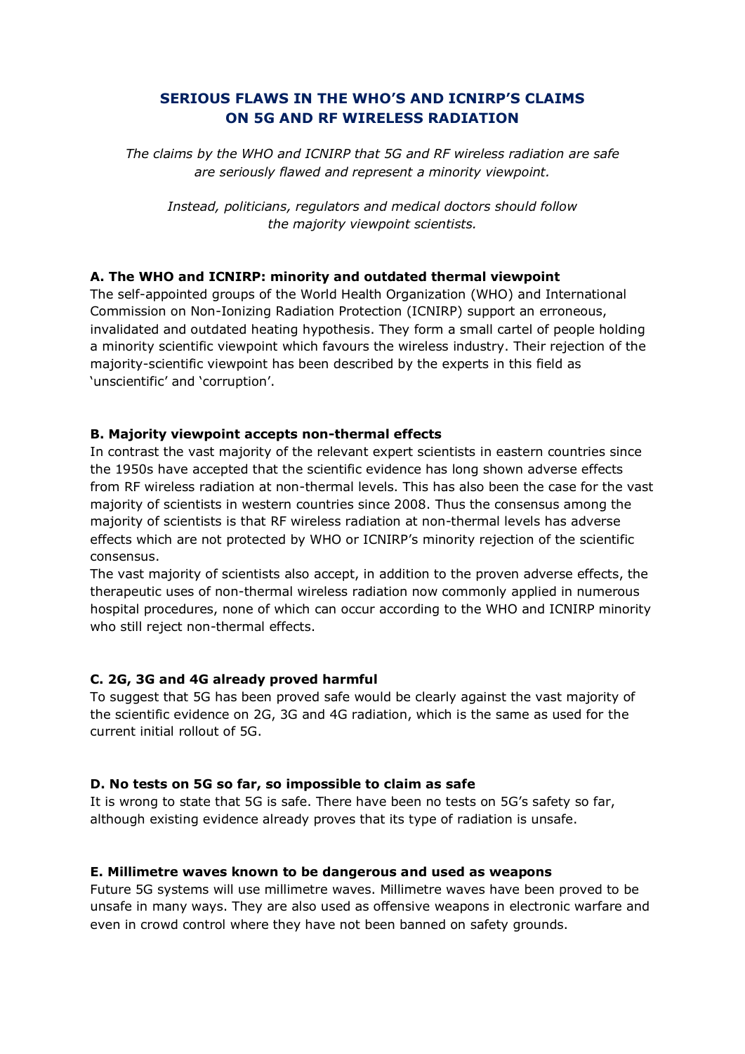# SERIOUS FLAWS IN THE WHO'S AND ICNIRP'S CLAIMS ON 5G AND RF WIRELESS RADIATION

*The claims by the WHO and ICNIRP that 5G and RF wireless radiation are safe are seriously flawed and represent a minority viewpoint.*

*Instead, politicians, regulators and medical doctors should follow the majority viewpoint scientists.*

### A. The WHO and ICNIRP: minority and outdated thermal viewpoint

The self-appointed groups of the World Health Organization (WHO) and International Commission on Non-Ionizing Radiation Protection (ICNIRP) support an erroneous, invalidated and outdated heating hypothesis. They form a small cartel of people holding a minority scientific viewpoint which favours the wireless industry. Their rejection of the majority-scientific viewpoint has been described by the experts in this field as 'unscientific' and 'corruption'.

### B. Majority viewpoint accepts non-thermal effects

In contrast the vast majority of the relevant expert scientists in eastern countries since the 1950s have accepted that the scientific evidence has long shown adverse effects from RF wireless radiation at non-thermal levels. This has also been the case for the vast majority of scientists in western countries since 2008. Thus the consensus among the majority of scientists is that RF wireless radiation at non-thermal levels has adverse effects which are not protected by WHO or ICNIRP's minority rejection of the scientific consensus.

The vast majority of scientists also accept, in addition to the proven adverse effects, the therapeutic uses of non-thermal wireless radiation now commonly applied in numerous hospital procedures, none of which can occur according to the WHO and ICNIRP minority who still reject non-thermal effects.

### C. 2G, 3G and 4G already proved harmful

To suggest that 5G has been proved safe would be clearly against the vast majority of the scientific evidence on 2G, 3G and 4G radiation, which is the same as used for the current initial rollout of 5G.

### D. No tests on 5G so far, so impossible to claim as safe

It is wrong to state that 5G is safe. There have been no tests on 5G's safety so far, although existing evidence already proves that its type of radiation is unsafe.

### E. Millimetre waves known to be dangerous and used as weapons

Future 5G systems will use millimetre waves. Millimetre waves have been proved to be unsafe in many ways. They are also used as offensive weapons in electronic warfare and even in crowd control where they have not been banned on safety grounds.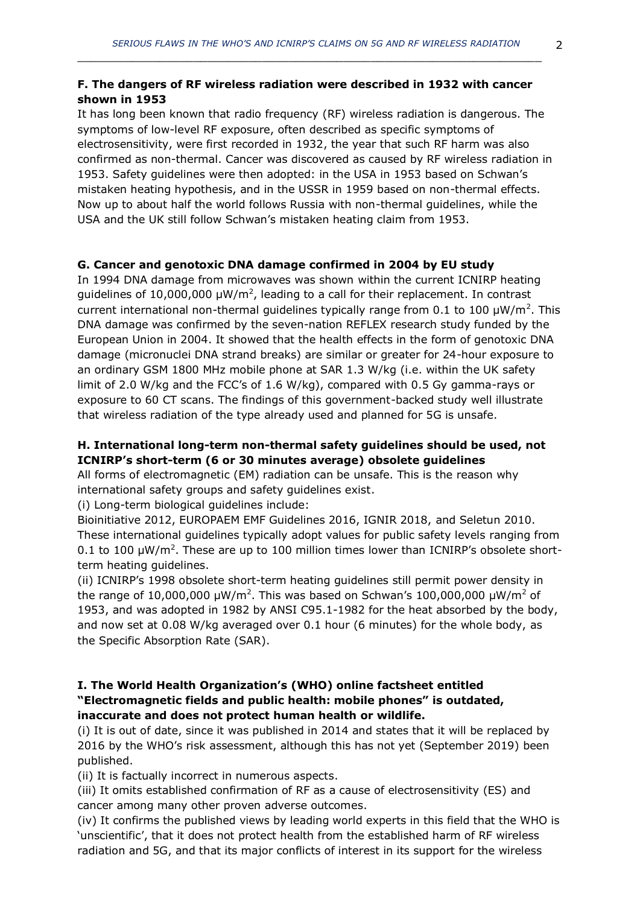### F. The dangers of RF wireless radiation were described in 1932 with cancer shown in 1953

It has long been known that radio frequency (RF) wireless radiation is dangerous. The symptoms of low-level RF exposure, often described as specific symptoms of electrosensitivity, were first recorded in 1932, the year that such RF harm was also confirmed as non-thermal. Cancer was discovered as caused by RF wireless radiation in 1953. Safety guidelines were then adopted: in the USA in 1953 based on Schwan's mistaken heating hypothesis, and in the USSR in 1959 based on non-thermal effects. Now up to about half the world follows Russia with non-thermal guidelines, while the USA and the UK still follow Schwan's mistaken heating claim from 1953.

### G. Cancer and genotoxic DNA damage confirmed in 2004 by EU study

In 1994 DNA damage from microwaves was shown within the current ICNIRP heating guidelines of 10,000,000 $\mu W/m^2$, leading to a call for their replacement. In contrast current international non-thermal guidelines typically range from 0.1 to 100 $\mu W/m^2$. This DNA damage was confirmed by the seven-nation REFLEX research study funded by the European Union in 2004. It showed that the health effects in the form of genotoxic DNA damage (micronuclei DNA strand breaks) are similar or greater for 24-hour exposure to an ordinary GSM 1800 MHz mobile phone at SAR 1.3 W/kg (i.e. within the UK safety limit of 2.0 W/kg and the FCC's of 1.6 W/kg), compared with 0.5 Gy gamma-rays or exposure to 60 CT scans. The findings of this government-backed study well illustrate that wireless radiation of the type already used and planned for 5G is unsafe.

### H. International long-term non-thermal safety guidelines should be used, not ICNIRP's short-term (6 or 30 minutes average) obsolete guidelines

All forms of electromagnetic (EM) radiation can be unsafe. This is the reason why international safety groups and safety guidelines exist.

(i) Long-term biological guidelines include:
Bioinitiative 2012, EUROPAEM EMF Guidelines 2016, IGNIR 2018, and Seletun 2010. These international guidelines typically adopt values for public safety levels ranging from 0.1 to 100 $\mu W/m^2$. These are up to 100 million times lower than ICNIRP's obsolete short-term heating guidelines.

(ii) ICNIRP's 1998 obsolete short-term heating guidelines still permit power density in the range of 10,000,000 $\mu W/m^2$. This was based on Schwan's 100,000,000 $\mu W/m^2$ of 1953, and was adopted in 1982 by ANSI C95.1-1982 for the heat absorbed by the body, and now set at 0.08 W/kg averaged over 0.1 hour (6 minutes) for the whole body, as the Specific Absorption Rate (SAR).

### I. The World Health Organization's (WHO) online factsheet entitled "Electromagnetic fields and public health: mobile phones" is outdated, inaccurate and does not protect human health or wildlife.

(i) It is out of date, since it was published in 2014 and states that it will be replaced by 2016 by the WHO's risk assessment, although this has not yet (September 2019) been published.

(ii) It is factually incorrect in numerous aspects.

(iii) It omits established confirmation of RF as a cause of electrosensitivity (ES) and cancer among many other proven adverse outcomes.

(iv) It confirms the published views by leading world experts in this field that the WHO is 'unscientific', that it does not protect health from the established harm of RF wireless radiation and 5G, and that its major conflicts of interest in its support for the wireless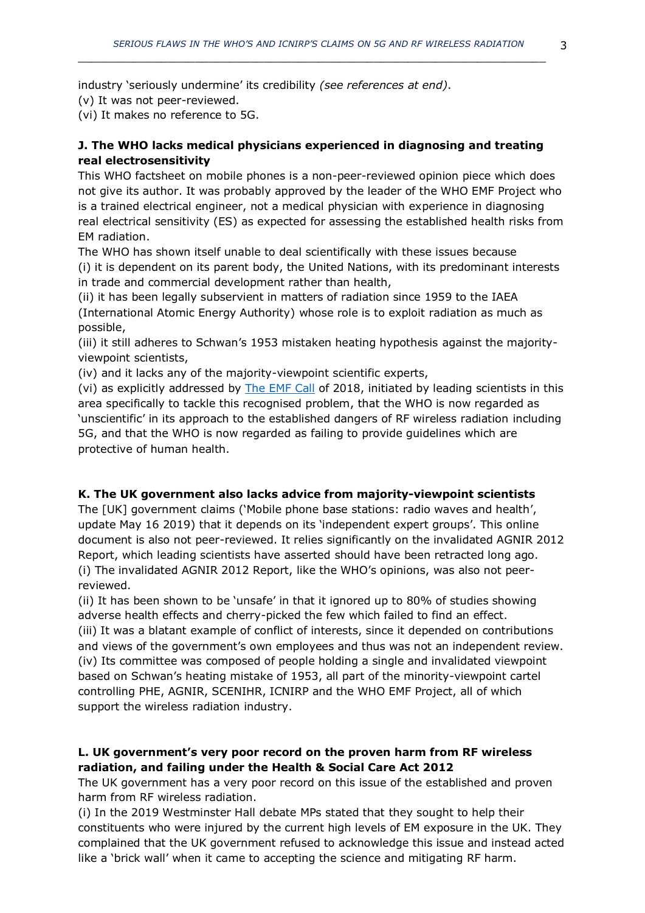industry 'seriously undermine' its credibility *(see references at end)*.
(v) It was not peer-reviewed.
(vi) It makes no reference to 5G.

**J. The WHO lacks medical physicians experienced in diagnosing and treating real electrosensitivity**

This WHO factsheet on mobile phones is a non-peer-reviewed opinion piece which does not give its author. It was probably approved by the leader of the WHO EMF Project who is a trained electrical engineer, not a medical physician with experience in diagnosing real electrical sensitivity (ES) as expected for assessing the established health risks from EM radiation.

The WHO has shown itself unable to deal scientifically with these issues because
(i) it is dependent on its parent body, the United Nations, with its predominant interests in trade and commercial development rather than health,
(ii) it has been legally subservient in matters of radiation since 1959 to the IAEA (International Atomic Energy Authority) whose role is to exploit radiation as much as possible,
(iii) it still adheres to Schwan's 1953 mistaken heating hypothesis against the majority-viewpoint scientists,
(iv) and it lacks any of the majority-viewpoint scientific experts,
(vi) as explicitly addressed by The EMF Call of 2018, initiated by leading scientists in this area specifically to tackle this recognised problem, that the WHO is now regarded as 'unscientific' in its approach to the established dangers of RF wireless radiation including 5G, and that the WHO is now regarded as failing to provide guidelines which are protective of human health.

**K. The UK government also lacks advice from majority-viewpoint scientists**

The [UK] government claims ('Mobile phone base stations: radio waves and health', update May 16 2019) that it depends on its 'independent expert groups'. This online document is also not peer-reviewed. It relies significantly on the invalidated AGNIR 2012 Report, which leading scientists have asserted should have been retracted long ago.
(i) The invalidated AGNIR 2012 Report, like the WHO's opinions, was also not peer-reviewed.
(ii) It has been shown to be 'unsafe' in that it ignored up to 80% of studies showing adverse health effects and cherry-picked the few which failed to find an effect.
(iii) It was a blatant example of conflict of interests, since it depended on contributions and views of the government's own employees and thus was not an independent review.
(iv) Its committee was composed of people holding a single and invalidated viewpoint based on Schwan's heating mistake of 1953, all part of the minority-viewpoint cartel controlling PHE, AGNIR, SCENIHR, ICNIRP and the WHO EMF Project, all of which support the wireless radiation industry.

**L. UK government's very poor record on the proven harm from RF wireless radiation, and failing under the Health & Social Care Act 2012**

The UK government has a very poor record on this issue of the established and proven harm from RF wireless radiation.
(i) In the 2019 Westminster Hall debate MPs stated that they sought to help their constituents who were injured by the current high levels of EM exposure in the UK. They complained that the UK government refused to acknowledge this issue and instead acted like a 'brick wall' when it came to accepting the science and mitigating RF harm.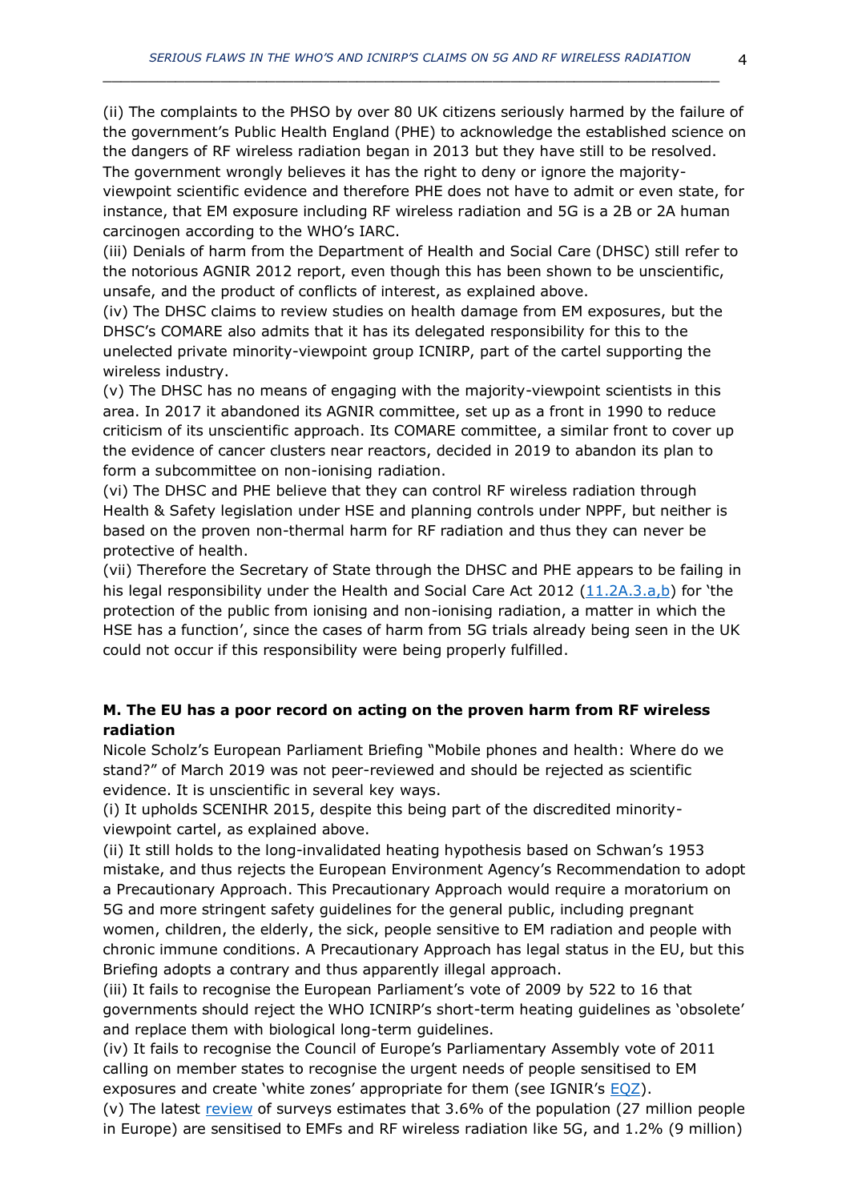(ii) The complaints to the PHSO by over 80 UK citizens seriously harmed by the failure of the government's Public Health England (PHE) to acknowledge the established science on the dangers of RF wireless radiation began in 2013 but they have still to be resolved. The government wrongly believes it has the right to deny or ignore the majority-viewpoint scientific evidence and therefore PHE does not have to admit or even state, for instance, that EM exposure including RF wireless radiation and 5G is a 2B or 2A human carcinogen according to the WHO's IARC.
(iii) Denials of harm from the Department of Health and Social Care (DHSC) still refer to the notorious AGNIR 2012 report, even though this has been shown to be unscientific, unsafe, and the product of conflicts of interest, as explained above.
(iv) The DHSC claims to review studies on health damage from EM exposures, but the DHSC's COMARE also admits that it has its delegated responsibility for this to the unelected private minority-viewpoint group ICNIRP, part of the cartel supporting the wireless industry.
(v) The DHSC has no means of engaging with the majority-viewpoint scientists in this area. In 2017 it abandoned its AGNIR committee, set up as a front in 1990 to reduce criticism of its unscientific approach. Its COMARE committee, a similar front to cover up the evidence of cancer clusters near reactors, decided in 2019 to abandon its plan to form a subcommittee on non-ionising radiation.
(vi) The DHSC and PHE believe that they can control RF wireless radiation through Health & Safety legislation under HSE and planning controls under NPPF, but neither is based on the proven non-thermal harm for RF radiation and thus they can never be protective of health.
(vii) Therefore the Secretary of State through the DHSC and PHE appears to be failing in his legal responsibility under the Health and Social Care Act 2012 (11.2A.3.a,b) for 'the protection of the public from ionising and non-ionising radiation, a matter in which the HSE has a function', since the cases of harm from 5G trials already being seen in the UK could not occur if this responsibility were being properly fulfilled.

**M. The EU has a poor record on acting on the proven harm from RF wireless radiation**

Nicole Scholz's European Parliament Briefing "Mobile phones and health: Where do we stand?" of March 2019 was not peer-reviewed and should be rejected as scientific evidence. It is unscientific in several key ways.
(i) It upholds SCENIHR 2015, despite this being part of the discredited minority-viewpoint cartel, as explained above.
(ii) It still holds to the long-invalidated heating hypothesis based on Schwan's 1953 mistake, and thus rejects the European Environment Agency's Recommendation to adopt a Precautionary Approach. This Precautionary Approach would require a moratorium on 5G and more stringent safety guidelines for the general public, including pregnant women, children, the elderly, the sick, people sensitive to EM radiation and people with chronic immune conditions. A Precautionary Approach has legal status in the EU, but this Briefing adopts a contrary and thus apparently illegal approach.
(iii) It fails to recognise the European Parliament's vote of 2009 by 522 to 16 that governments should reject the WHO ICNIRP's short-term heating guidelines as 'obsolete' and replace them with biological long-term guidelines.
(iv) It fails to recognise the Council of Europe's Parliamentary Assembly vote of 2011 calling on member states to recognise the urgent needs of people sensitised to EM exposures and create 'white zones' appropriate for them (see IGNIR's EQZ).
(v) The latest review of surveys estimates that 3.6% of the population (27 million people in Europe) are sensitised to EMFs and RF wireless radiation like 5G, and 1.2% (9 million)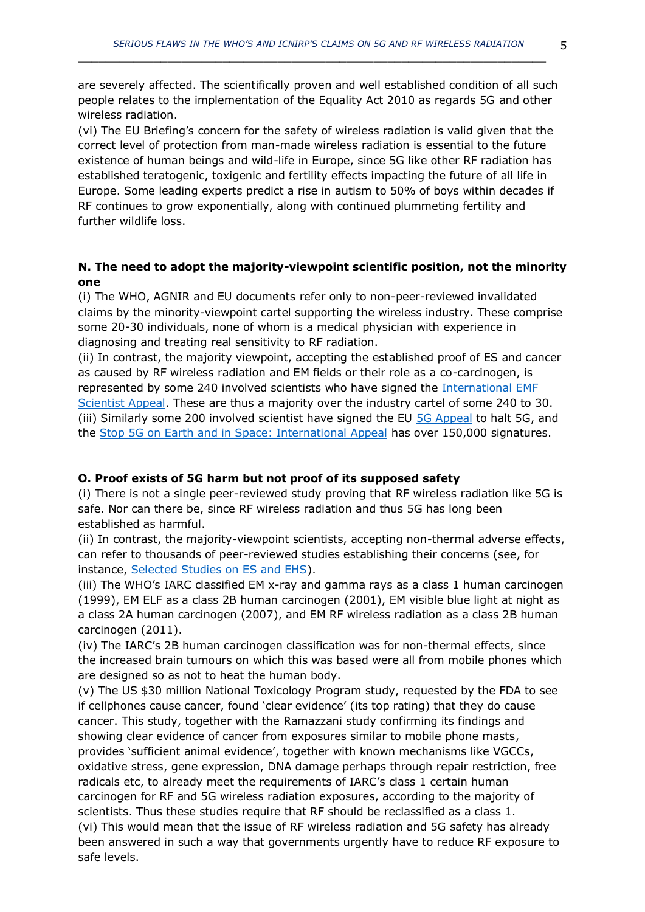are severely affected. The scientifically proven and well established condition of all such people relates to the implementation of the Equality Act 2010 as regards 5G and other wireless radiation.

(vi) The EU Briefing's concern for the safety of wireless radiation is valid given that the correct level of protection from man-made wireless radiation is essential to the future existence of human beings and wild-life in Europe, since 5G like other RF radiation has established teratogenic, toxigenic and fertility effects impacting the future of all life in Europe. Some leading experts predict a rise in autism to 50% of boys within decades if RF continues to grow exponentially, along with continued plummeting fertility and further wildlife loss.

**N. The need to adopt the majority-viewpoint scientific position, not the minority one**

(i) The WHO, AGNIR and EU documents refer only to non-peer-reviewed invalidated claims by the minority-viewpoint cartel supporting the wireless industry. These comprise some 20-30 individuals, none of whom is a medical physician with experience in diagnosing and treating real sensitivity to RF radiation.

(ii) In contrast, the majority viewpoint, accepting the established proof of ES and cancer as caused by RF wireless radiation and EM fields or their role as a co-carcinogen, is represented by some 240 involved scientists who have signed the [International EMF Scientist Appeal](). These are thus a majority over the industry cartel of some 240 to 30.

(iii) Similarly some 200 involved scientist have signed the EU [5G Appeal]() to halt 5G, and the [Stop 5G on Earth and in Space: International Appeal]() has over 150,000 signatures.

**O. Proof exists of 5G harm but not proof of its supposed safety**

(i) There is not a single peer-reviewed study proving that RF wireless radiation like 5G is safe. Nor can there be, since RF wireless radiation and thus 5G has long been established as harmful.

(ii) In contrast, the majority-viewpoint scientists, accepting non-thermal adverse effects, can refer to thousands of peer-reviewed studies establishing their concerns (see, for instance, [Selected Studies on ES and EHS]()).

(iii) The WHO's IARC classified EM x-ray and gamma rays as a class 1 human carcinogen (1999), EM ELF as a class 2B human carcinogen (2001), EM visible blue light at night as a class 2A human carcinogen (2007), and EM RF wireless radiation as a class 2B human carcinogen (2011).

(iv) The IARC's 2B human carcinogen classification was for non-thermal effects, since the increased brain tumours on which this was based were all from mobile phones which are designed so as not to heat the human body.

(v) The US $30 million National Toxicology Program study, requested by the FDA to see if cellphones cause cancer, found 'clear evidence' (its top rating) that they do cause cancer. This study, together with the Ramazzani study confirming its findings and showing clear evidence of cancer from exposures similar to mobile phone masts, provides 'sufficient animal evidence', together with known mechanisms like VGCCs, oxidative stress, gene expression, DNA damage perhaps through repair restriction, free radicals etc, to already meet the requirements of IARC's class 1 certain human carcinogen for RF and 5G wireless radiation exposures, according to the majority of scientists. Thus these studies require that RF should be reclassified as a class 1.

(vi) This would mean that the issue of RF wireless radiation and 5G safety has already been answered in such a way that governments urgently have to reduce RF exposure to safe levels.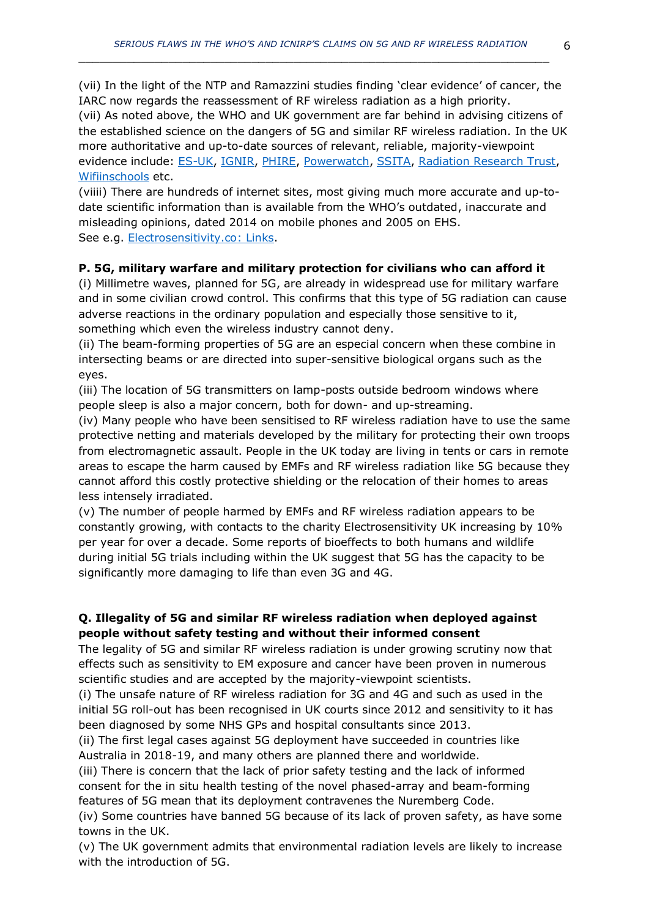(vii) In the light of the NTP and Ramazzini studies finding 'clear evidence' of cancer, the IARC now regards the reassessment of RF wireless radiation as a high priority.
(vii) As noted above, the WHO and UK government are far behind in advising citizens of the established science on the dangers of 5G and similar RF wireless radiation. In the UK more authoritative and up-to-date sources of relevant, reliable, majority-viewpoint evidence include: ES-UK, IGNIR, PHIRE, Powerwatch, SSITA, Radiation Research Trust, Wifiinschools etc.
(viiii) There are hundreds of internet sites, most giving much more accurate and up-to-date scientific information than is available from the WHO's outdated, inaccurate and misleading opinions, dated 2014 on mobile phones and 2005 on EHS.
See e.g. Electrosensitivity.co: Links.

**P. 5G, military warfare and military protection for civilians who can afford it**
(i) Millimetre waves, planned for 5G, are already in widespread use for military warfare and in some civilian crowd control. This confirms that this type of 5G radiation can cause adverse reactions in the ordinary population and especially those sensitive to it, something which even the wireless industry cannot deny.
(ii) The beam-forming properties of 5G are an especial concern when these combine in intersecting beams or are directed into super-sensitive biological organs such as the eyes.
(iii) The location of 5G transmitters on lamp-posts outside bedroom windows where people sleep is also a major concern, both for down- and up-streaming.
(iv) Many people who have been sensitised to RF wireless radiation have to use the same protective netting and materials developed by the military for protecting their own troops from electromagnetic assault. People in the UK today are living in tents or cars in remote areas to escape the harm caused by EMFs and RF wireless radiation like 5G because they cannot afford this costly protective shielding or the relocation of their homes to areas less intensely irradiated.
(v) The number of people harmed by EMFs and RF wireless radiation appears to be constantly growing, with contacts to the charity Electrosensitivity UK increasing by 10% per year for over a decade. Some reports of bioeffects to both humans and wildlife during initial 5G trials including within the UK suggest that 5G has the capacity to be significantly more damaging to life than even 3G and 4G.

**Q. Illegality of 5G and similar RF wireless radiation when deployed against people without safety testing and without their informed consent**
The legality of 5G and similar RF wireless radiation is under growing scrutiny now that effects such as sensitivity to EM exposure and cancer have been proven in numerous scientific studies and are accepted by the majority-viewpoint scientists.
(i) The unsafe nature of RF wireless radiation for 3G and 4G and such as used in the initial 5G roll-out has been recognised in UK courts since 2012 and sensitivity to it has been diagnosed by some NHS GPs and hospital consultants since 2013.
(ii) The first legal cases against 5G deployment have succeeded in countries like Australia in 2018-19, and many others are planned there and worldwide.
(iii) There is concern that the lack of prior safety testing and the lack of informed consent for the in situ health testing of the novel phased-array and beam-forming features of 5G mean that its deployment contravenes the Nuremberg Code.
(iv) Some countries have banned 5G because of its lack of proven safety, as have some towns in the UK.
(v) The UK government admits that environmental radiation levels are likely to increase with the introduction of 5G.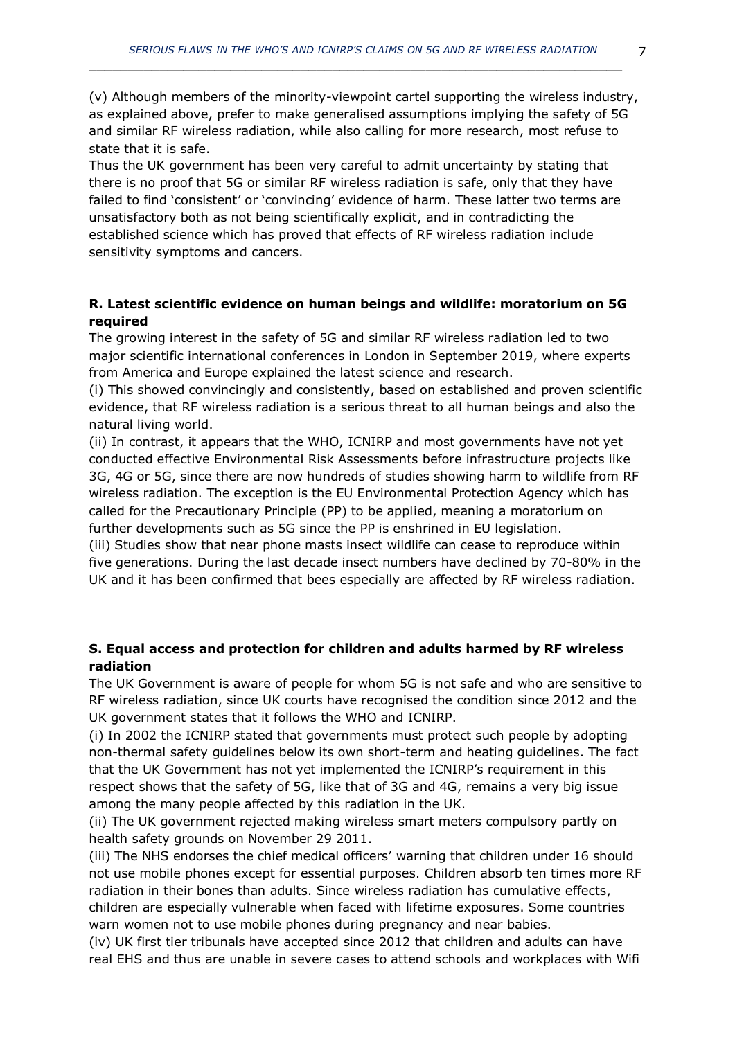(v) Although members of the minority-viewpoint cartel supporting the wireless industry, as explained above, prefer to make generalised assumptions implying the safety of 5G and similar RF wireless radiation, while also calling for more research, most refuse to state that it is safe.

Thus the UK government has been very careful to admit uncertainty by stating that there is no proof that 5G or similar RF wireless radiation is safe, only that they have failed to find 'consistent' or 'convincing' evidence of harm. These latter two terms are unsatisfactory both as not being scientifically explicit, and in contradicting the established science which has proved that effects of RF wireless radiation include sensitivity symptoms and cancers.

**R. Latest scientific evidence on human beings and wildlife: moratorium on 5G required**

The growing interest in the safety of 5G and similar RF wireless radiation led to two major scientific international conferences in London in September 2019, where experts from America and Europe explained the latest science and research.

(i) This showed convincingly and consistently, based on established and proven scientific evidence, that RF wireless radiation is a serious threat to all human beings and also the natural living world.

(ii) In contrast, it appears that the WHO, ICNIRP and most governments have not yet conducted effective Environmental Risk Assessments before infrastructure projects like 3G, 4G or 5G, since there are now hundreds of studies showing harm to wildlife from RF wireless radiation. The exception is the EU Environmental Protection Agency which has called for the Precautionary Principle (PP) to be applied, meaning a moratorium on further developments such as 5G since the PP is enshrined in EU legislation.

(iii) Studies show that near phone masts insect wildlife can cease to reproduce within five generations. During the last decade insect numbers have declined by 70-80% in the UK and it has been confirmed that bees especially are affected by RF wireless radiation.

**S. Equal access and protection for children and adults harmed by RF wireless radiation**

The UK Government is aware of people for whom 5G is not safe and who are sensitive to RF wireless radiation, since UK courts have recognised the condition since 2012 and the UK government states that it follows the WHO and ICNIRP.

(i) In 2002 the ICNIRP stated that governments must protect such people by adopting non-thermal safety guidelines below its own short-term and heating guidelines. The fact that the UK Government has not yet implemented the ICNIRP's requirement in this respect shows that the safety of 5G, like that of 3G and 4G, remains a very big issue among the many people affected by this radiation in the UK.

(ii) The UK government rejected making wireless smart meters compulsory partly on health safety grounds on November 29 2011.

(iii) The NHS endorses the chief medical officers' warning that children under 16 should not use mobile phones except for essential purposes. Children absorb ten times more RF radiation in their bones than adults. Since wireless radiation has cumulative effects, children are especially vulnerable when faced with lifetime exposures. Some countries warn women not to use mobile phones during pregnancy and near babies.

(iv) UK first tier tribunals have accepted since 2012 that children and adults can have real EHS and thus are unable in severe cases to attend schools and workplaces with Wifi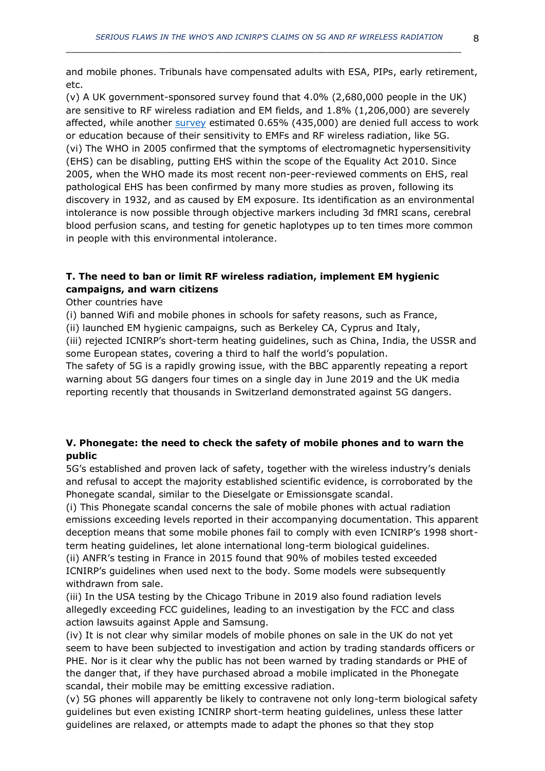and mobile phones. Tribunals have compensated adults with ESA, PIPs, early retirement, etc.

(v) A UK government-sponsored survey found that 4.0% (2,680,000 people in the UK) are sensitive to RF wireless radiation and EM fields, and 1.8% (1,206,000) are severely affected, while another survey estimated 0.65% (435,000) are denied full access to work or education because of their sensitivity to EMFs and RF wireless radiation, like 5G.

(vi) The WHO in 2005 confirmed that the symptoms of electromagnetic hypersensitivity (EHS) can be disabling, putting EHS within the scope of the Equality Act 2010. Since 2005, when the WHO made its most recent non-peer-reviewed comments on EHS, real pathological EHS has been confirmed by many more studies as proven, following its discovery in 1932, and as caused by EM exposure. Its identification as an environmental intolerance is now possible through objective markers including 3d fMRI scans, cerebral blood perfusion scans, and testing for genetic haplotypes up to ten times more common in people with this environmental intolerance.

**T. The need to ban or limit RF wireless radiation, implement EM hygienic campaigns, and warn citizens**

Other countries have

(i) banned Wifi and mobile phones in schools for safety reasons, such as France,

(ii) launched EM hygienic campaigns, such as Berkeley CA, Cyprus and Italy,

(iii) rejected ICNIRP's short-term heating guidelines, such as China, India, the USSR and some European states, covering a third to half the world's population.

The safety of 5G is a rapidly growing issue, with the BBC apparently repeating a report warning about 5G dangers four times on a single day in June 2019 and the UK media reporting recently that thousands in Switzerland demonstrated against 5G dangers.

**V. Phonegate: the need to check the safety of mobile phones and to warn the public**

5G's established and proven lack of safety, together with the wireless industry's denials and refusal to accept the majority established scientific evidence, is corroborated by the Phonegate scandal, similar to the Dieselgate or Emissionsgate scandal.

(i) This Phonegate scandal concerns the sale of mobile phones with actual radiation emissions exceeding levels reported in their accompanying documentation. This apparent deception means that some mobile phones fail to comply with even ICNIRP's 1998 short-term heating guidelines, let alone international long-term biological guidelines.

(ii) ANFR's testing in France in 2015 found that 90% of mobiles tested exceeded ICNIRP's guidelines when used next to the body. Some models were subsequently withdrawn from sale.

(iii) In the USA testing by the Chicago Tribune in 2019 also found radiation levels allegedly exceeding FCC guidelines, leading to an investigation by the FCC and class action lawsuits against Apple and Samsung.

(iv) It is not clear why similar models of mobile phones on sale in the UK do not yet seem to have been subjected to investigation and action by trading standards officers or PHE. Nor is it clear why the public has not been warned by trading standards or PHE of the danger that, if they have purchased abroad a mobile implicated in the Phonegate scandal, their mobile may be emitting excessive radiation.

(v) 5G phones will apparently be likely to contravene not only long-term biological safety guidelines but even existing ICNIRP short-term heating guidelines, unless these latter guidelines are relaxed, or attempts made to adapt the phones so that they stop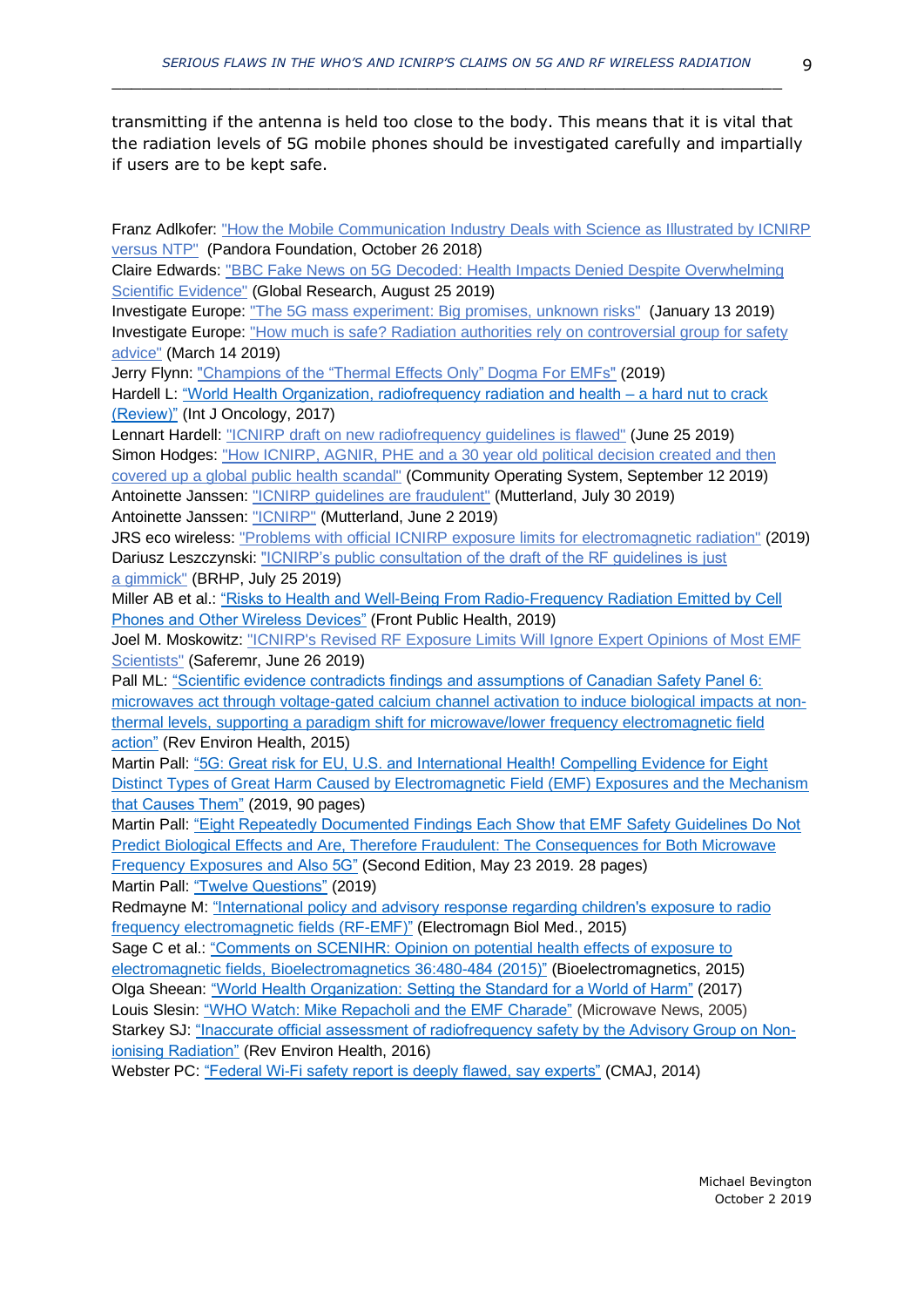transmitting if the antenna is held too close to the body. This means that it is vital that the radiation levels of 5G mobile phones should be investigated carefully and impartially if users are to be kept safe.

Franz Adlkofer: "How the Mobile Communication Industry Deals with Science as Illustrated by ICNIRP versus NTP" (Pandora Foundation, October 26 2018)
Claire Edwards: "BBC Fake News on 5G Decoded: Health Impacts Denied Despite Overwhelming Scientific Evidence" (Global Research, August 25 2019)
Investigate Europe: "The 5G mass experiment: Big promises, unknown risks" (January 13 2019)
Investigate Europe: "How much is safe? Radiation authorities rely on controversial group for safety advice" (March 14 2019)
Jerry Flynn: "Champions of the "Thermal Effects Only" Dogma For EMFs" (2019)
Hardell L: "World Health Organization, radiofrequency radiation and health – a hard nut to crack (Review)" (Int J Oncology, 2017)
Lennart Hardell: "ICNIRP draft on new radiofrequency guidelines is flawed" (June 25 2019)
Simon Hodges: "How ICNIRP, AGNIR, PHE and a 30 year old political decision created and then covered up a global public health scandal" (Community Operating System, September 12 2019)
Antoinette Janssen: "ICNIRP guidelines are fraudulent" (Mutterland, July 30 2019)
Antoinette Janssen: "ICNIRP" (Mutterland, June 2 2019)
JRS eco wireless: "Problems with official ICNIRP exposure limits for electromagnetic radiation" (2019)
Dariusz Leszczynski: "ICNIRP's public consultation of the draft of the RF guidelines is just a gimmick" (BRHP, July 25 2019)
Miller AB et al.: "Risks to Health and Well-Being From Radio-Frequency Radiation Emitted by Cell Phones and Other Wireless Devices" (Front Public Health, 2019)
Joel M. Moskowitz: "ICNIRP's Revised RF Exposure Limits Will Ignore Expert Opinions of Most EMF Scientists" (Saferemr, June 26 2019)
Pall ML: "Scientific evidence contradicts findings and assumptions of Canadian Safety Panel 6: microwaves act through voltage-gated calcium channel activation to induce biological impacts at non-thermal levels, supporting a paradigm shift for microwave/lower frequency electromagnetic field action" (Rev Environ Health, 2015)
Martin Pall: "5G: Great risk for EU, U.S. and International Health! Compelling Evidence for Eight Distinct Types of Great Harm Caused by Electromagnetic Field (EMF) Exposures and the Mechanism that Causes Them" (2019, 90 pages)
Martin Pall: "Eight Repeatedly Documented Findings Each Show that EMF Safety Guidelines Do Not Predict Biological Effects and Are, Therefore Fraudulent: The Consequences for Both Microwave Frequency Exposures and Also 5G" (Second Edition, May 23 2019. 28 pages)
Martin Pall: "Twelve Questions" (2019)
Redmayne M: "International policy and advisory response regarding children's exposure to radio frequency electromagnetic fields (RF-EMF)" (Electromagn Biol Med., 2015)
Sage C et al.: "Comments on SCENIHR: Opinion on potential health effects of exposure to electromagnetic fields, Bioelectromagnetics 36:480-484 (2015)" (Bioelectromagnetics, 2015)
Olga Sheean: "World Health Organization: Setting the Standard for a World of Harm" (2017)
Louis Slesin: "WHO Watch: Mike Repacholi and the EMF Charade" (Microwave News, 2005)
Starkey SJ: "Inaccurate official assessment of radiofrequency safety by the Advisory Group on Non-ionising Radiation" (Rev Environ Health, 2016)
Webster PC: "Federal Wi-Fi safety report is deeply flawed, say experts" (CMAJ, 2014)

Michael Bevington
October 2 2019